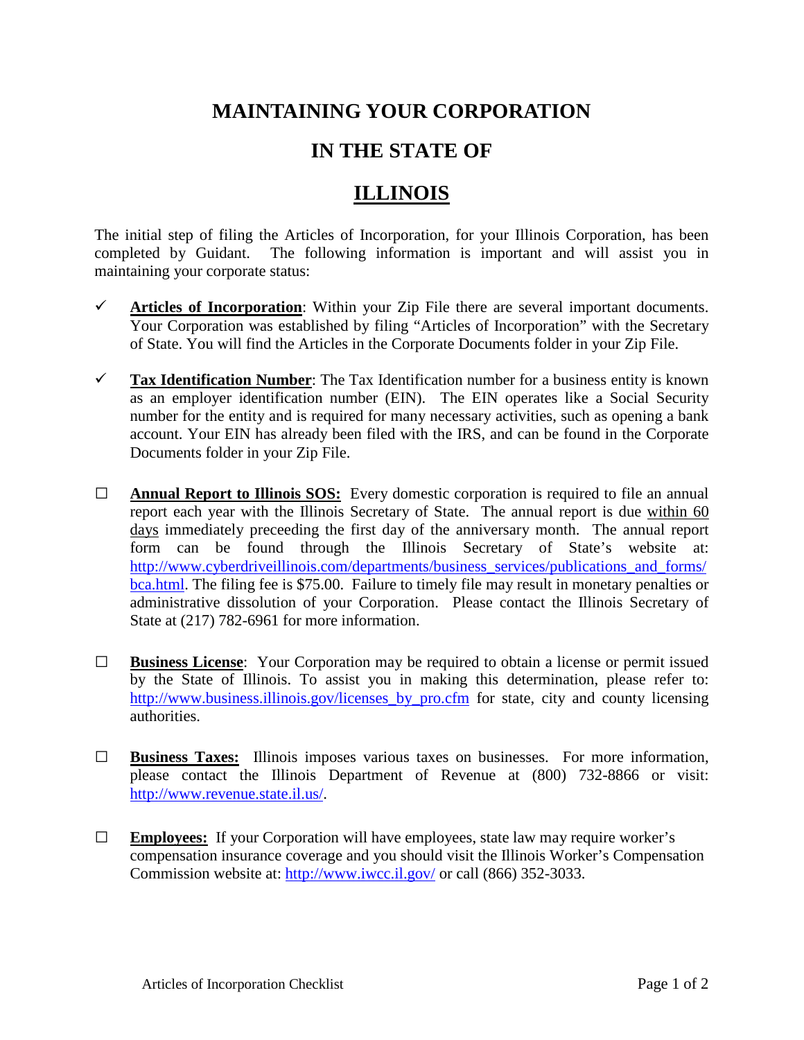# MAINTAINING YOUR CORPORATION

# IN THE STATE OF

# ILLINOIS

The initial step of filing the Articles of Incorporation, for your Illinois Corporation, has been completed by Guidant. The following information is important and will assist you in maintaining your corporate status:

- ✓ **Articles of Incorporation**: Within your Zip File there are several important documents. Your Corporation was established by filing "Articles of Incorporation" with the Secretary of State. You will find the Articles in the Corporate Documents folder in your Zip File.

- ✓ **Tax Identification Number**: The Tax Identification number for a business entity is known as an employer identification number (EIN). The EIN operates like a Social Security number for the entity and is required for many necessary activities, such as opening a bank account. Your EIN has already been filed with the IRS, and can be found in the Corporate Documents folder in your Zip File.

- ☐ **Annual Report to Illinois SOS:** Every domestic corporation is required to file an annual report each year with the Illinois Secretary of State. The annual report is due within 60 days immediately preceeding the first day of the anniversary month. The annual report form can be found through the Illinois Secretary of State's website at: http://www.cyberdriveillinois.com/departments/business_services/publications_and_forms/bca.html. The filing fee is $75.00. Failure to timely file may result in monetary penalties or administrative dissolution of your Corporation. Please contact the Illinois Secretary of State at (217) 782-6961 for more information.

- ☐ **Business License**: Your Corporation may be required to obtain a license or permit issued by the State of Illinois. To assist you in making this determination, please refer to: http://www.business.illinois.gov/licenses_by_pro.cfm for state, city and county licensing authorities.

- ☐ **Business Taxes:** Illinois imposes various taxes on businesses. For more information, please contact the Illinois Department of Revenue at (800) 732-8866 or visit: http://www.revenue.state.il.us/.

- ☐ **Employees:** If your Corporation will have employees, state law may require worker's compensation insurance coverage and you should visit the Illinois Worker's Compensation Commission website at: http://www.iwcc.il.gov/ or call (866) 352-3033.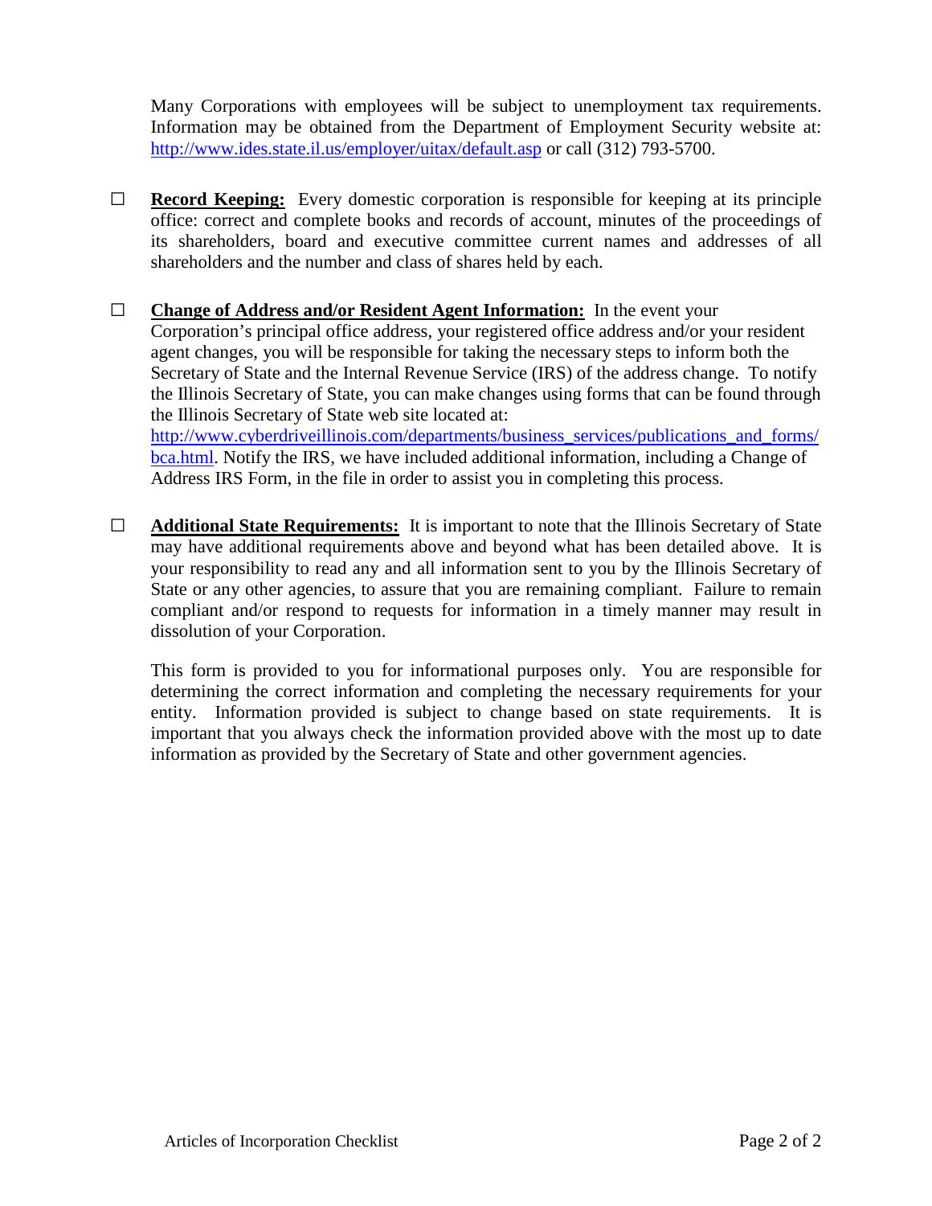Many Corporations with employees will be subject to unemployment tax requirements. Information may be obtained from the Department of Employment Security website at: http://www.ides.state.il.us/employer/uitax/default.asp or call (312) 793-5700.

☐ **Record Keeping:** Every domestic corporation is responsible for keeping at its principle office: correct and complete books and records of account, minutes of the proceedings of its shareholders, board and executive committee current names and addresses of all shareholders and the number and class of shares held by each.

☐ **Change of Address and/or Resident Agent Information:** In the event your Corporation's principal office address, your registered office address and/or your resident agent changes, you will be responsible for taking the necessary steps to inform both the Secretary of State and the Internal Revenue Service (IRS) of the address change. To notify the Illinois Secretary of State, you can make changes using forms that can be found through the Illinois Secretary of State web site located at: http://www.cyberdriveillinois.com/departments/business_services/publications_and_forms/bca.html. Notify the IRS, we have included additional information, including a Change of Address IRS Form, in the file in order to assist you in completing this process.

☐ **Additional State Requirements:** It is important to note that the Illinois Secretary of State may have additional requirements above and beyond what has been detailed above. It is your responsibility to read any and all information sent to you by the Illinois Secretary of State or any other agencies, to assure that you are remaining compliant. Failure to remain compliant and/or respond to requests for information in a timely manner may result in dissolution of your Corporation.

This form is provided to you for informational purposes only. You are responsible for determining the correct information and completing the necessary requirements for your entity. Information provided is subject to change based on state requirements. It is important that you always check the information provided above with the most up to date information as provided by the Secretary of State and other government agencies.